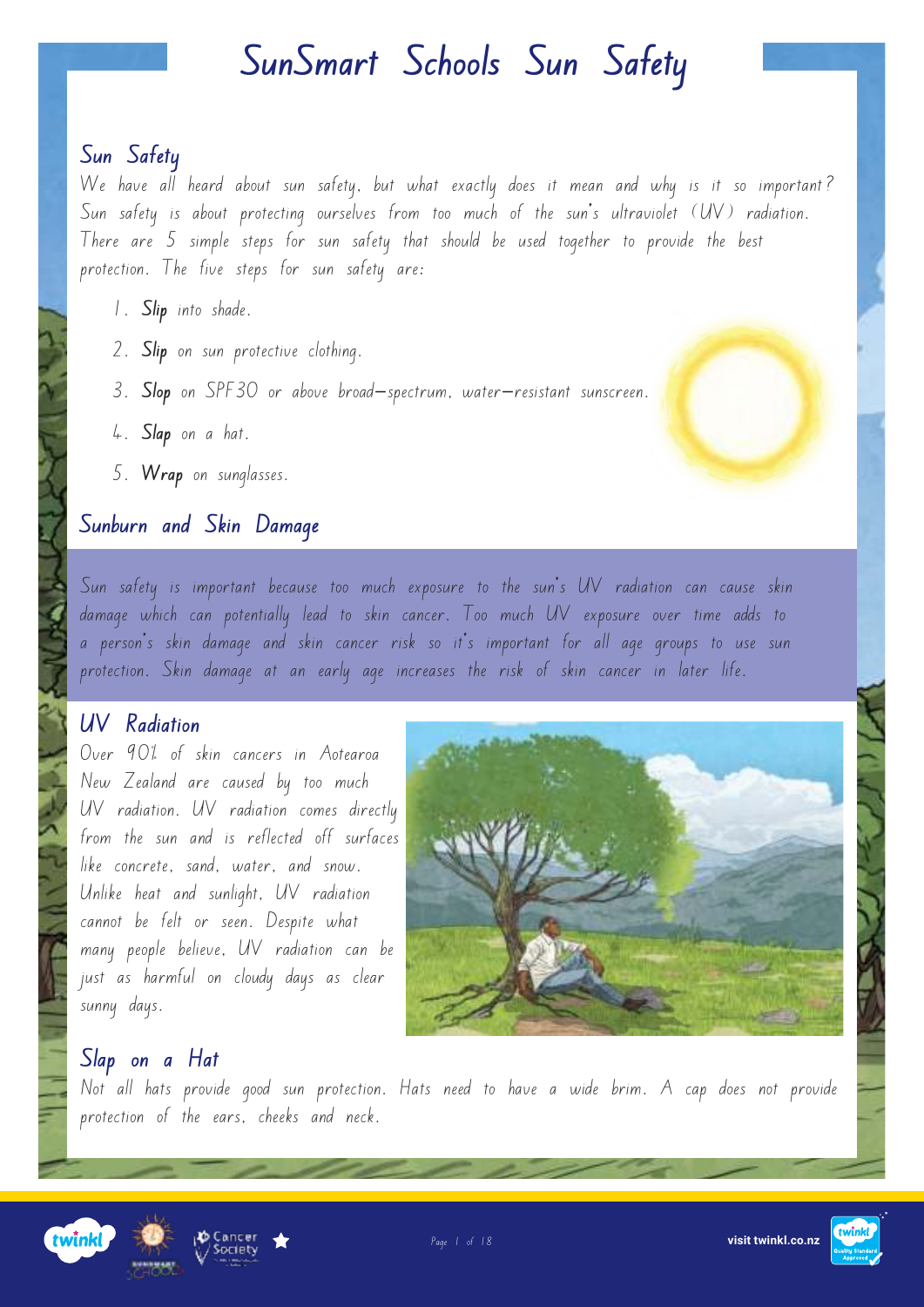# SunSmart Schools Sun Safety

## Sun Safety

We have all heard about sun safety, but what exactly does it mean and why is it so important? Sun safety is about protecting ourselves from too much of the sun's ultraviolet (UV) radiation. There are 5 simple steps for sun safety that should be used together to provide the best protection. The five steps for sun safety are:

1. **Slip** into shade.
2. **Slip** on sun protective clothing.
3. **Slop** on SPF30 or above broad-spectrum, water-resistant sunscreen.
4. **Slap** on a hat.
5. **Wrap** on sunglasses.

## Sunburn and Skin Damage

Sun safety is important because too much exposure to the sun's UV radiation can cause skin damage which can potentially lead to skin cancer. Too much UV exposure over time adds to a person's skin damage and skin cancer risk so it's important for all age groups to use sun protection. Skin damage at an early age increases the risk of skin cancer in later life.

## UV Radiation

Over 90% of skin cancers in Aotearoa New Zealand are caused by too much UV radiation. UV radiation comes directly from the sun and is reflected off surfaces like concrete, sand, water, and snow. Unlike heat and sunlight, UV radiation cannot be felt or seen. Despite what many people believe, UV radiation can be just as harmful on cloudy days as clear sunny days.

## Slap on a Hat

Not all hats provide good sun protection. Hats need to have a wide brim. A cap does not provide protection of the ears, cheeks and neck.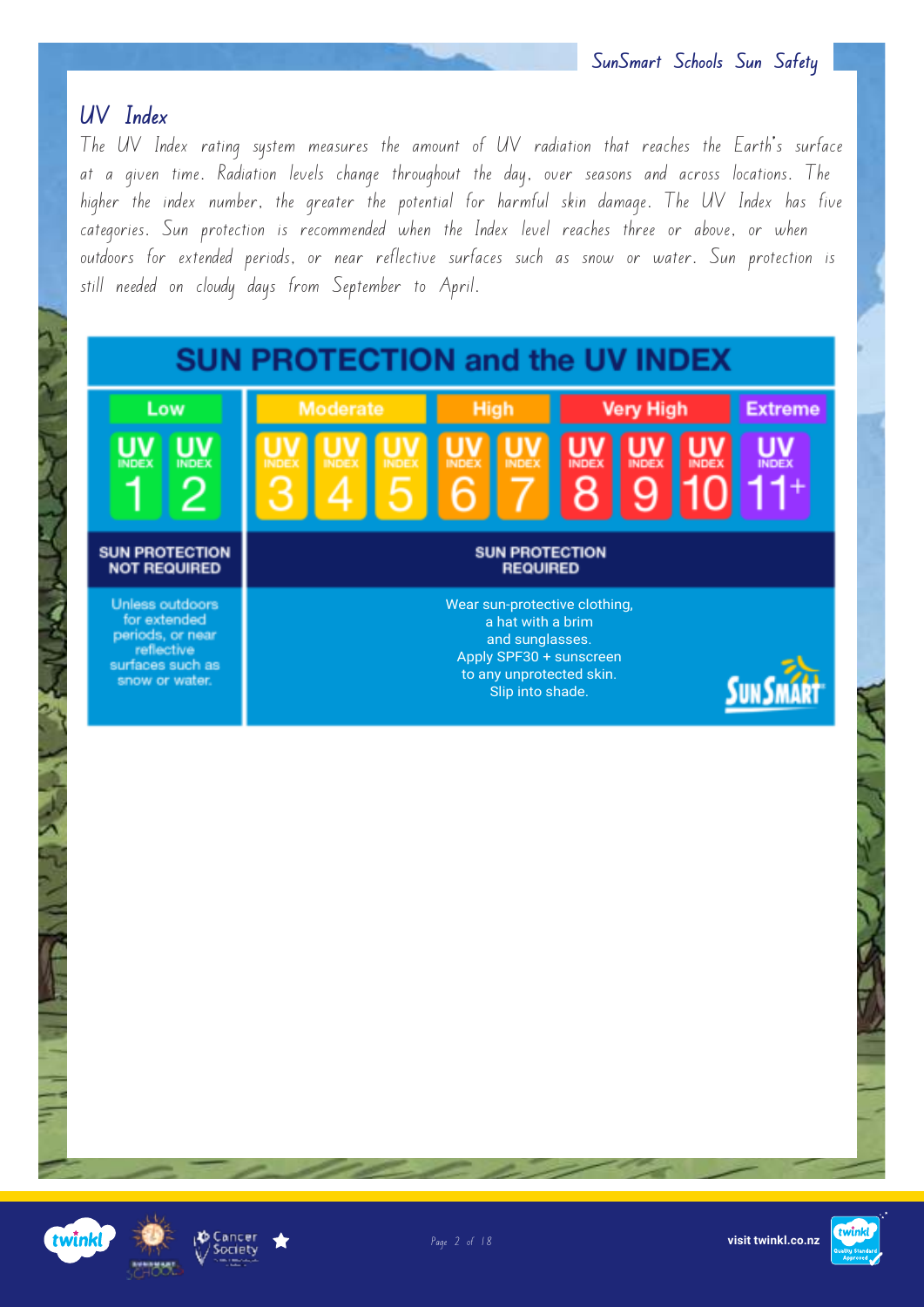## UV Index

The UV Index rating system measures the amount of UV radiation that reaches the Earth's surface at a given time. Radiation levels change throughout the day, over seasons and across locations. The higher the index number, the greater the potential for harmful skin damage. The UV Index has five categories. Sun protection is recommended when the Index level reaches three or above, or when outdoors for extended periods, or near reflective surfaces such as snow or water. Sun protection is still needed on cloudy days from September to April.

### SUN PROTECTION and the UV INDEX

| Low | Moderate | High | Very High | Extreme |
|---|---|---|---|---|
| UV INDEX 1, 2 | UV INDEX 3, 4, 5 | UV INDEX 6, 7 | UV INDEX 8, 9, 10 | UV INDEX 11+ |
| **SUN PROTECTION NOT REQUIRED** | **SUN PROTECTION REQUIRED** | | | |
| Unless outdoors for extended periods, or near reflective surfaces such as snow or water. | Wear sun-protective clothing, a hat with a brim and sunglasses. Apply SPF30 + sunscreen to any unprotected skin. Slip into shade. | | | |

SunSmart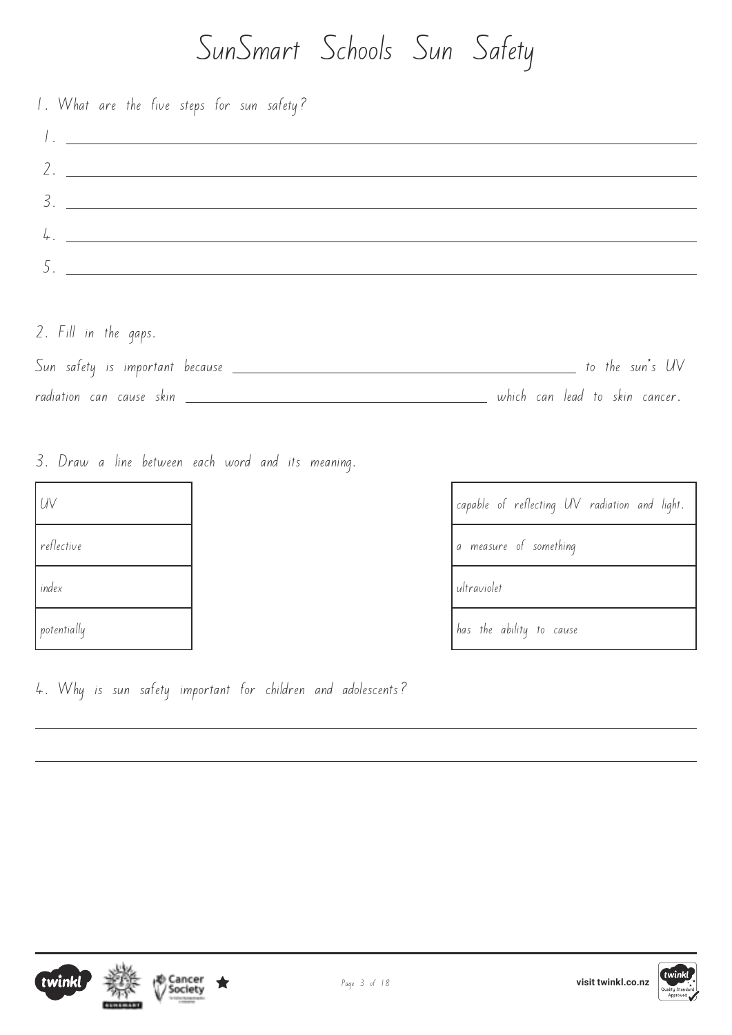# SunSmart Schools Sun Safety

1. What are the five steps for sun safety?

1. ______________________________
2. ______________________________
3. ______________________________
4. ______________________________
5. ______________________________

2. Fill in the gaps.

Sun safety is important because ______________________________ to the sun's UV radiation can cause skin ______________________________ which can lead to skin cancer.

3. Draw a line between each word and its meaning.

| Word | Meaning |
| --- | --- |
| UV | capable of reflecting UV radiation and light. |
| reflective | a measure of something |
| index | ultraviolet |
| potentially | has the ability to cause |

4. Why is sun safety important for children and adolescents?

______________________________

______________________________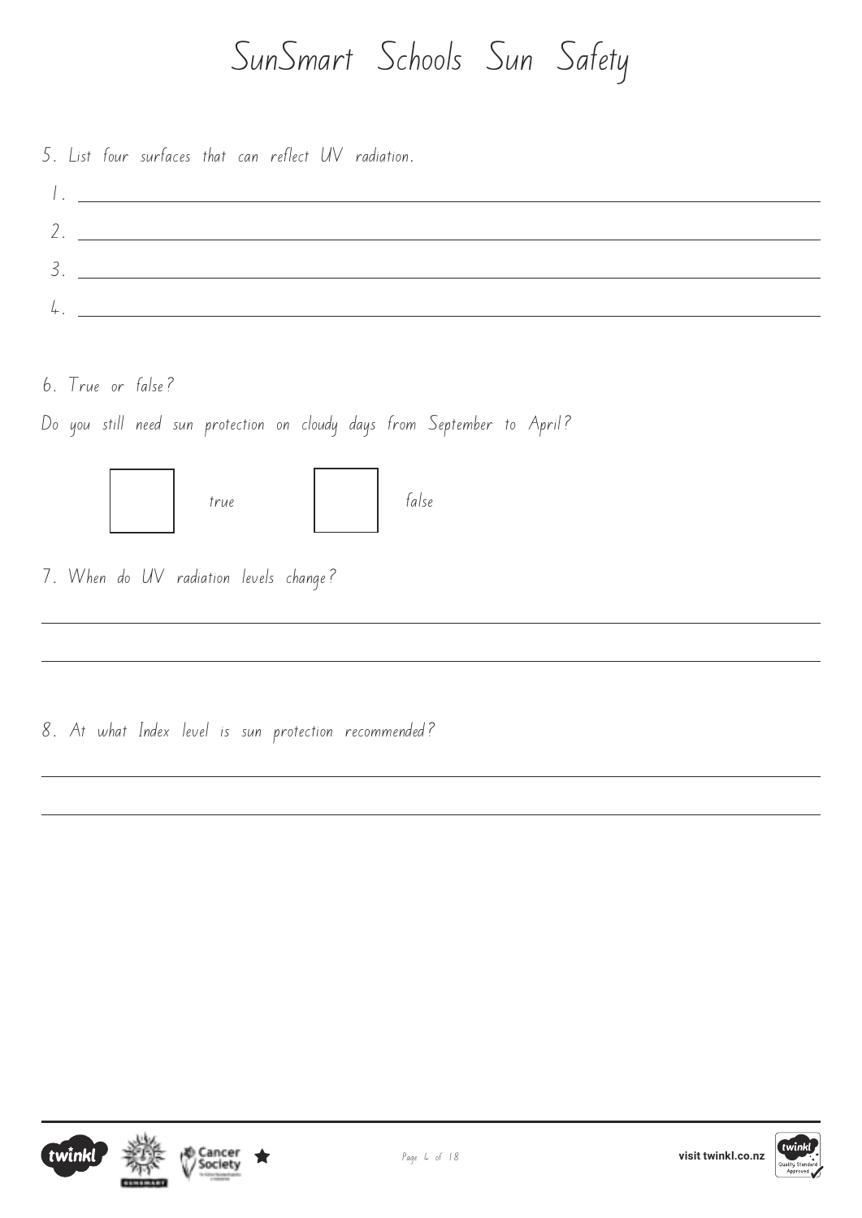# SunSmart Schools Sun Safety

5. List four surfaces that can reflect UV radiation.

1. ______________________________
2. ______________________________
3. ______________________________
4. ______________________________

6. True or false?

Do you still need sun protection on cloudy days from September to April?

☐ true ☐ false

7. When do UV radiation levels change?

______________________________

______________________________

8. At what Index level is sun protection recommended?

______________________________

______________________________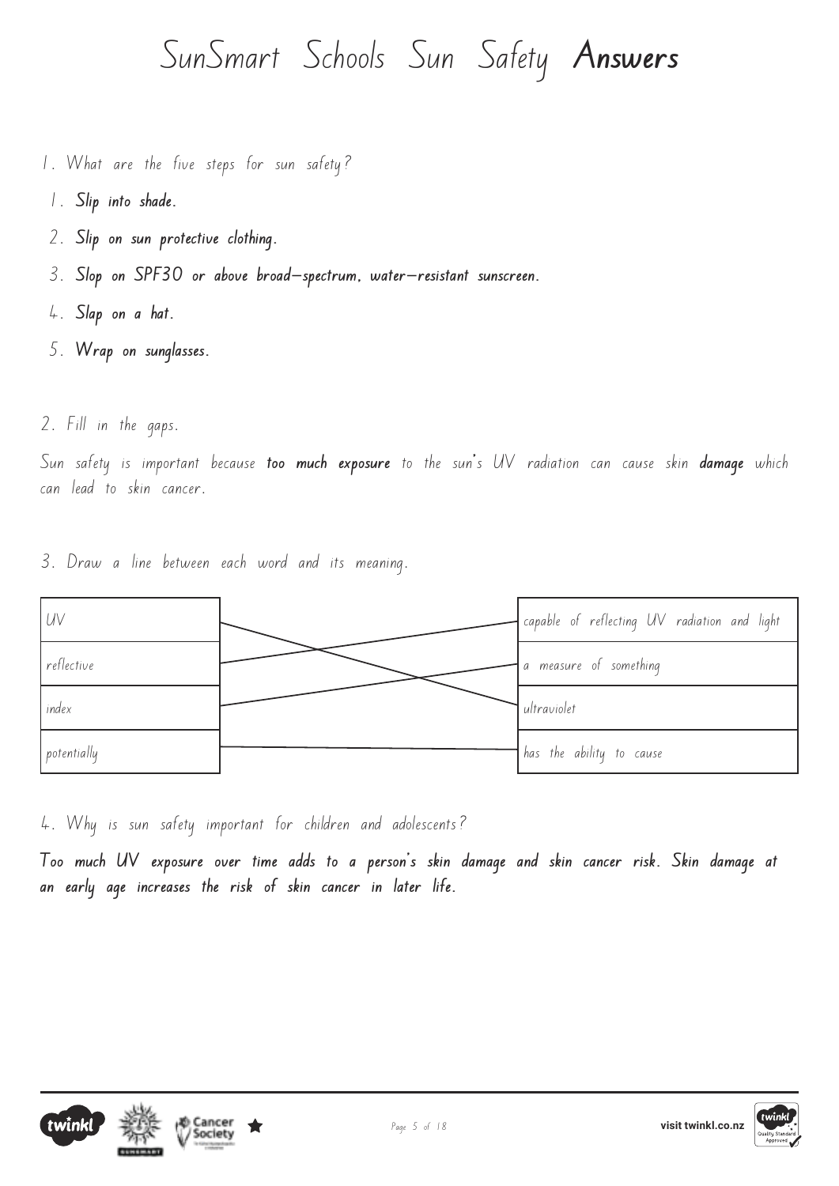# SunSmart Schools Sun Safety **Answers**

1. What are the five steps for sun safety?

    1. **Slip into shade.**
    2. **Slip on sun protective clothing.**
    3. **Slop on SPF30 or above broad-spectrum, water-resistant sunscreen.**
    4. **Slap on a hat.**
    5. **Wrap on sunglasses.**

2. Fill in the gaps.

Sun safety is important because **too much exposure** to the sun's UV radiation can cause skin **damage** which can lead to skin cancer.

3. Draw a line between each word and its meaning.

| Word | Meaning |
| --- | --- |
| UV | ultraviolet |
| reflective | capable of reflecting UV radiation and light |
| index | a measure of something |
| potentially | has the ability to cause |

4. Why is sun safety important for children and adolescents?

**Too much UV exposure over time adds to a person's skin damage and skin cancer risk. Skin damage at an early age increases the risk of skin cancer in later life.**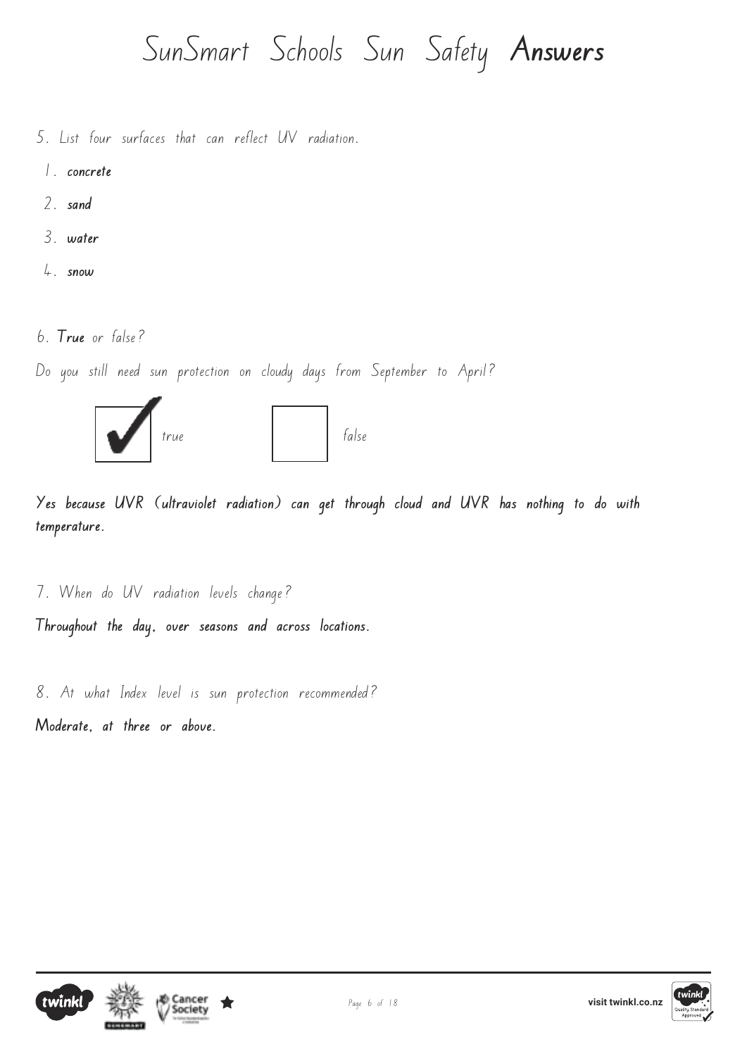# SunSmart Schools Sun Safety **Answers**

5. List four surfaces that can reflect UV radiation.

1. **concrete**
2. **sand**
3. **water**
4. **snow**

6. **True** or false?

Do you still need sun protection on cloudy days from September to April?

☑ true ☐ false

**Yes because UVR (ultraviolet radiation) can get through cloud and UVR has nothing to do with temperature.**

7. When do UV radiation levels change?

**Throughout the day, over seasons and across locations.**

8. At what Index level is sun protection recommended?

**Moderate, at three or above.**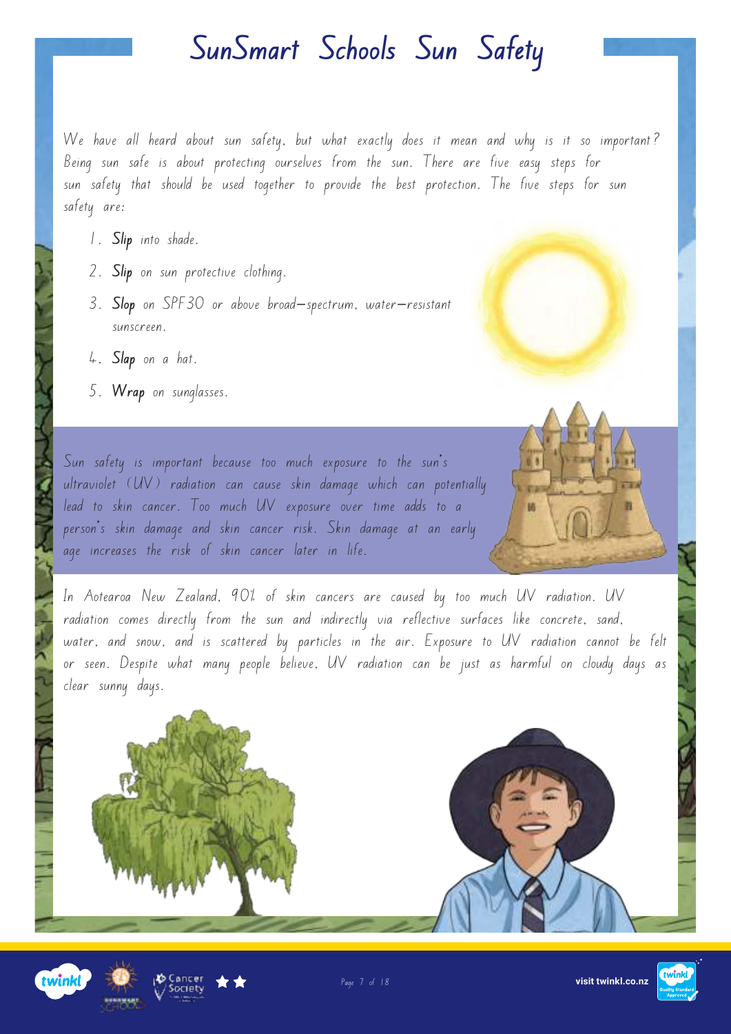# SunSmart Schools Sun Safety

We have all heard about sun safety, but what exactly does it mean and why is it so important? Being sun safe is about protecting ourselves from the sun. There are five easy steps for sun safety that should be used together to provide the best protection. The five steps for sun safety are:

1. **Slip** into shade.
2. **Slip** on sun protective clothing.
3. **Slop** on SPF30 or above broad-spectrum, water-resistant sunscreen.
4. **Slap** on a hat.
5. **Wrap** on sunglasses.

Sun safety is important because too much exposure to the sun's ultraviolet (UV) radiation can cause skin damage which can potentially lead to skin cancer. Too much UV exposure over time adds to a person's skin damage and skin cancer risk. Skin damage at an early age increases the risk of skin cancer later in life.

In Aotearoa New Zealand, 90% of skin cancers are caused by too much UV radiation. UV radiation comes directly from the sun and indirectly via reflective surfaces like concrete, sand, water, and snow, and is scattered by particles in the air. Exposure to UV radiation cannot be felt or seen. Despite what many people believe, UV radiation can be just as harmful on cloudy days as clear sunny days.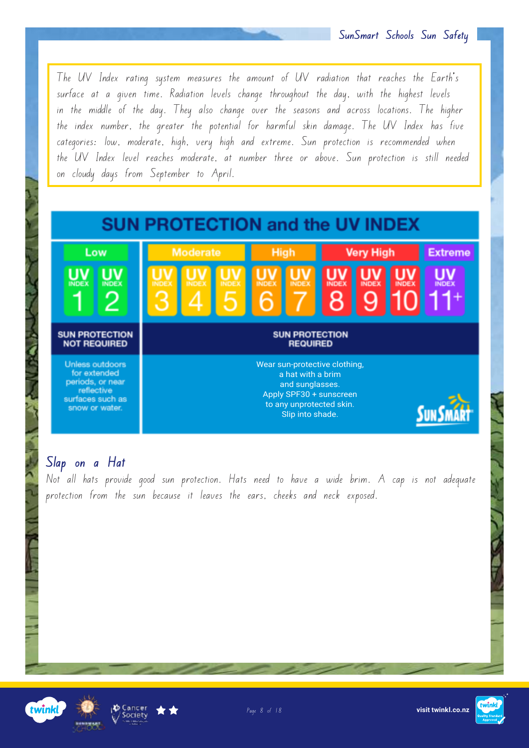The UV Index rating system measures the amount of UV radiation that reaches the Earth's surface at a given time. Radiation levels change throughout the day, with the highest levels in the middle of the day. They also change over the seasons and across locations. The higher the index number, the greater the potential for harmful skin damage. The UV Index has five categories: low, moderate, high, very high and extreme. Sun protection is recommended when the UV Index level reaches moderate, at number three or above. Sun protection is still needed on cloudy days from September to April.

## SUN PROTECTION and the UV INDEX

| Low | | Moderate | | | High | | Very High | | | Extreme |
|---|---|---|---|---|---|---|---|---|---|---|
| UV INDEX 1 | UV INDEX 2 | UV INDEX 3 | UV INDEX 4 | UV INDEX 5 | UV INDEX 6 | UV INDEX 7 | UV INDEX 8 | UV INDEX 9 | UV INDEX 10 | UV INDEX 11+ |
| **SUN PROTECTION NOT REQUIRED** | | **SUN PROTECTION REQUIRED** | | | | | | | | |
| Unless outdoors for extended periods, or near reflective surfaces such as snow or water. | | Wear sun-protective clothing, a hat with a brim and sunglasses. Apply SPF30 + sunscreen to any unprotected skin. Slip into shade. | | | | | | | | |

SunSmart

## Slap on a Hat

Not all hats provide good sun protection. Hats need to have a wide brim. A cap is not adequate protection from the sun because it leaves the ears, cheeks and neck exposed.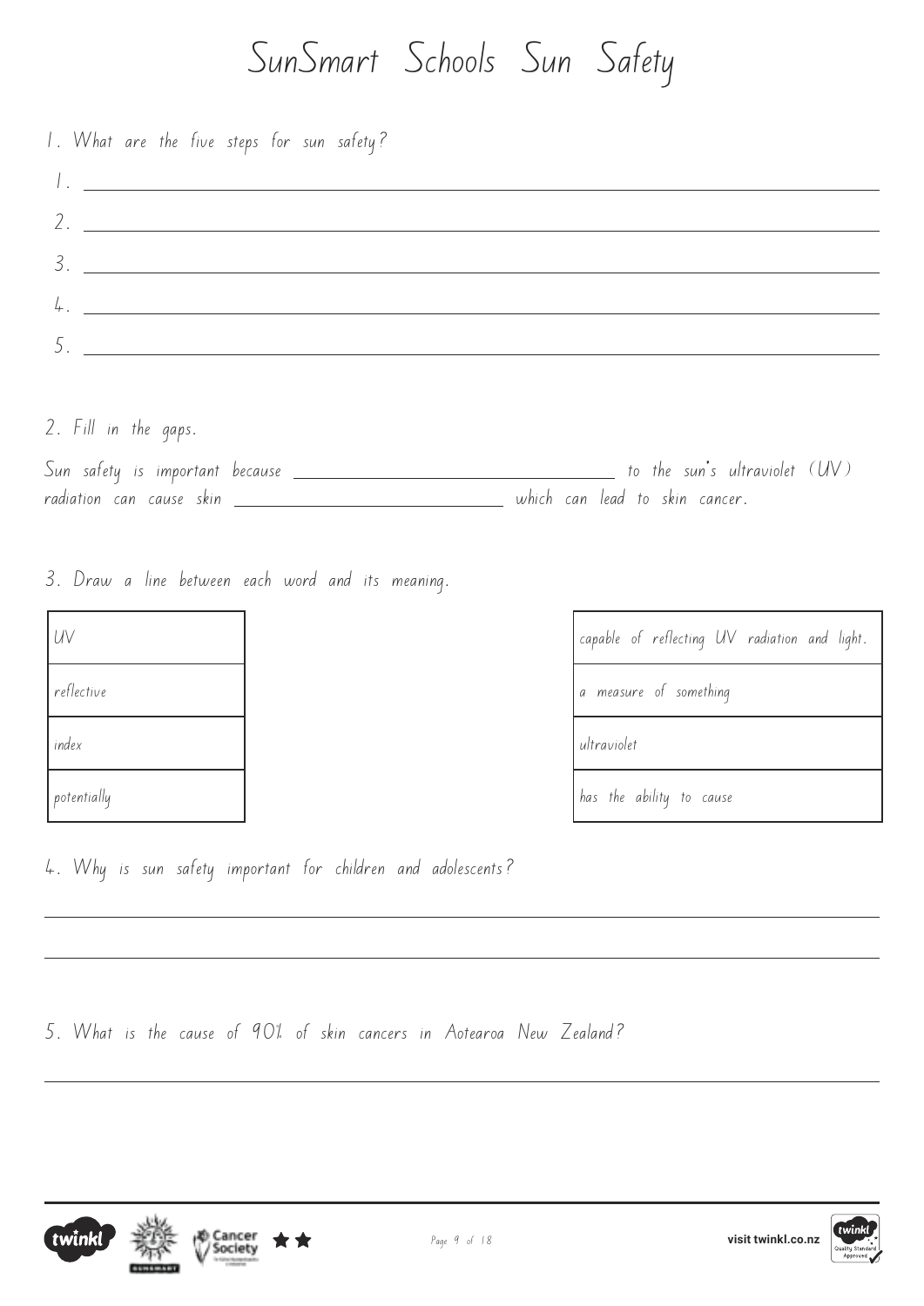# SunSmart Schools Sun Safety

1. What are the five steps for sun safety?

1. ______________________________
2. ______________________________
3. ______________________________
4. ______________________________
5. ______________________________

2. Fill in the gaps.

Sun safety is important because ______________________ to the sun's ultraviolet (UV) radiation can cause skin ______________________ which can lead to skin cancer.

3. Draw a line between each word and its meaning.

| Word | Meaning |
| --- | --- |
| UV | capable of reflecting UV radiation and light. |
| reflective | a measure of something |
| index | ultraviolet |
| potentially | has the ability to cause |

4. Why is sun safety important for children and adolescents?

______________________________

______________________________

5. What is the cause of 90% of skin cancers in Aotearoa New Zealand?

______________________________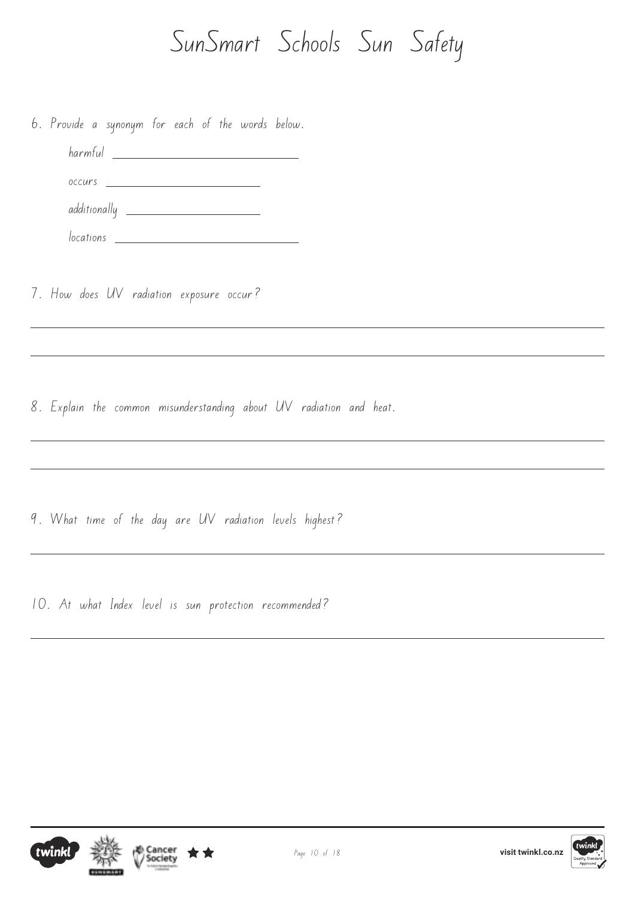# SunSmart Schools Sun Safety

6. Provide a synonym for each of the words below.

   harmful ____________________

   occurs ____________________

   additionally ____________________

   locations ____________________

7. How does UV radiation exposure occur?

______________________________________________________________

______________________________________________________________

8. Explain the common misunderstanding about UV radiation and heat.

______________________________________________________________

______________________________________________________________

9. What time of the day are UV radiation levels highest?

______________________________________________________________

10. At what Index level is sun protection recommended?

______________________________________________________________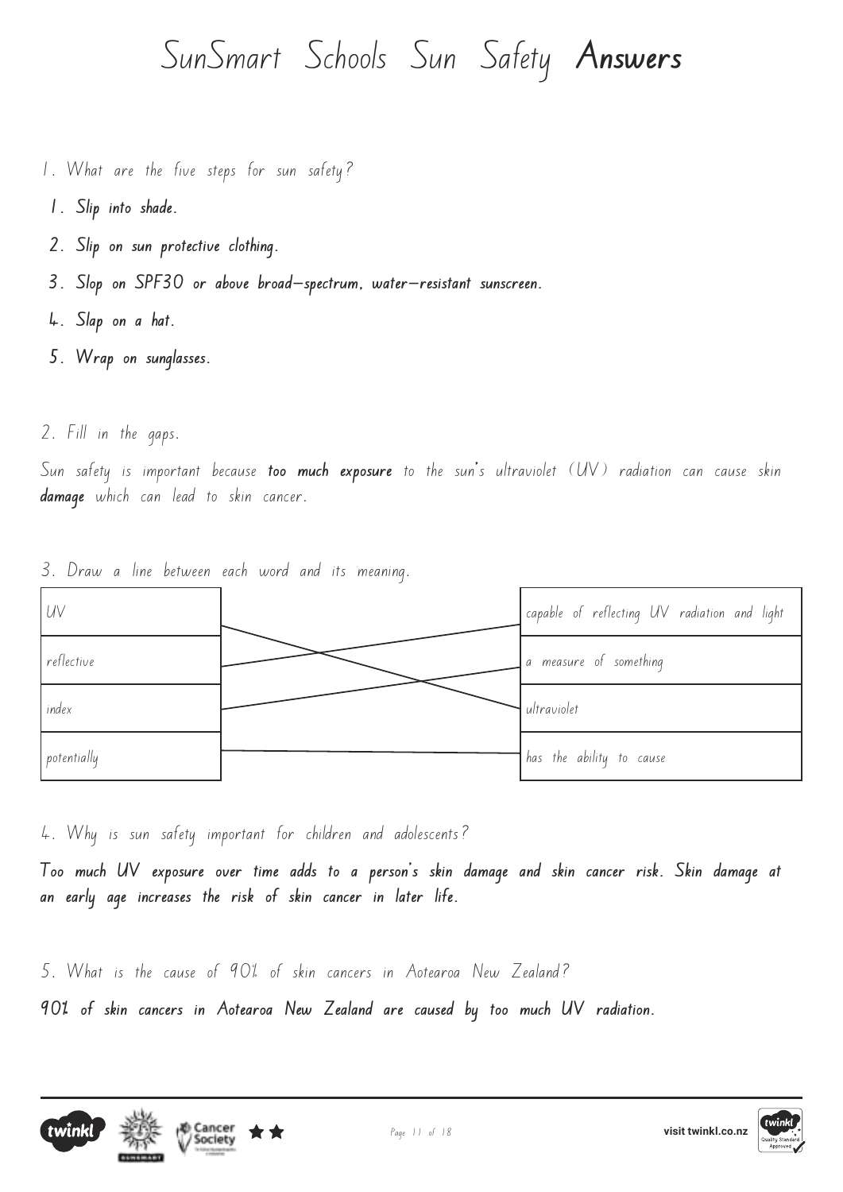# SunSmart Schools Sun Safety **Answers**

1. What are the five steps for sun safety?

1. **Slip into shade.**
2. **Slip on sun protective clothing.**
3. **Slop on SPF30 or above broad-spectrum, water-resistant sunscreen.**
4. **Slap on a hat.**
5. **Wrap on sunglasses.**

2. Fill in the gaps.

Sun safety is important because **too much exposure** to the sun's ultraviolet (UV) radiation can cause skin **damage** which can lead to skin cancer.

3. Draw a line between each word and its meaning.

| Word | Meaning |
|---|---|
| UV | capable of reflecting UV radiation and light |
| reflective | a measure of something |
| index | ultraviolet |
| potentially | has the ability to cause |

4. Why is sun safety important for children and adolescents?

**Too much UV exposure over time adds to a person's skin damage and skin cancer risk. Skin damage at an early age increases the risk of skin cancer in later life.**

5. What is the cause of 90% of skin cancers in Aotearoa New Zealand?

**90% of skin cancers in Aotearoa New Zealand are caused by too much UV radiation.**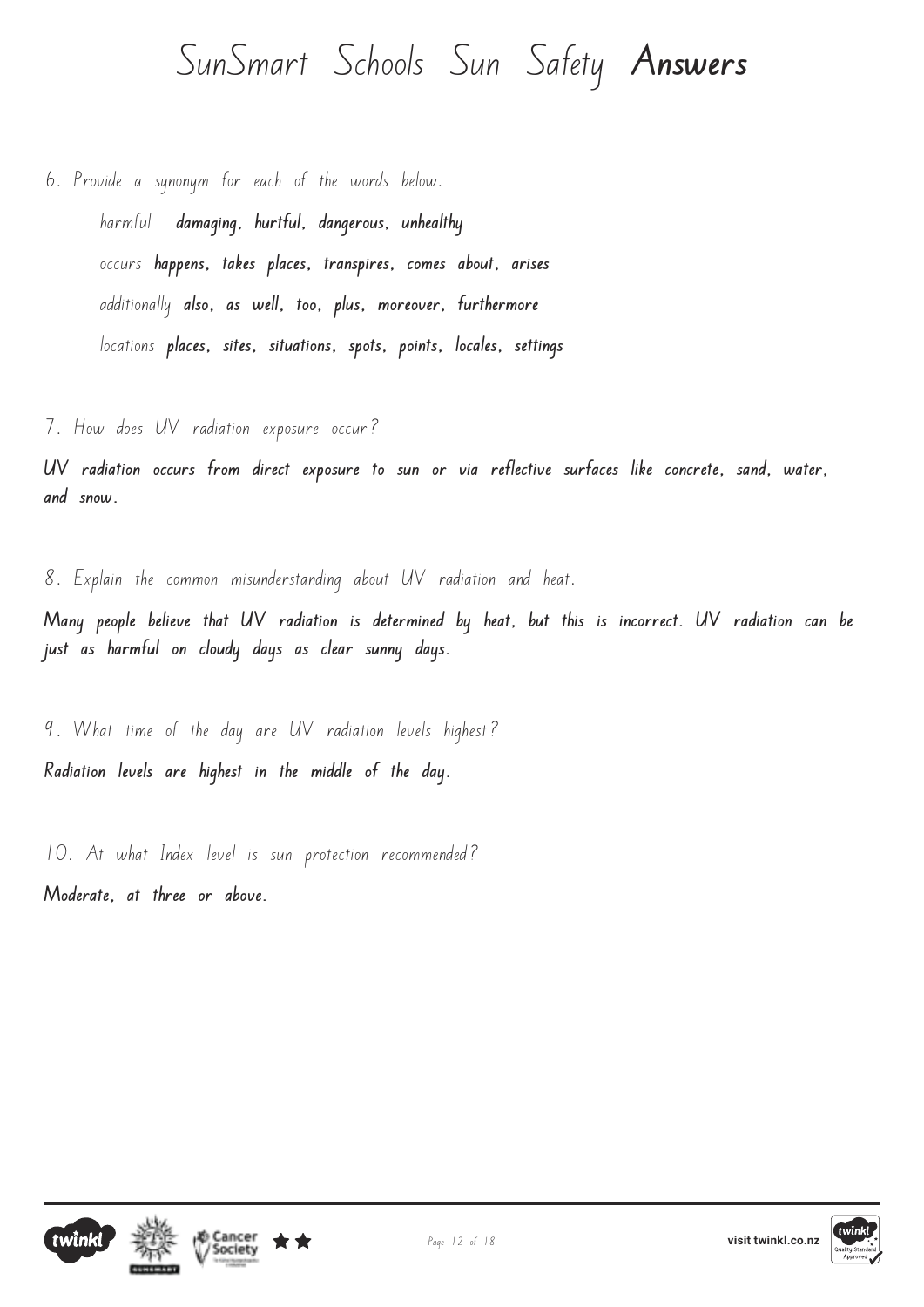# SunSmart Schools Sun Safety **Answers**

6. Provide a synonym for each of the words below.

   harmful **damaging, hurtful, dangerous, unhealthy**

   occurs **happens, takes places, transpires, comes about, arises**

   additionally **also, as well, too, plus, moreover, furthermore**

   locations **places, sites, situations, spots, points, locales, settings**

7. How does UV radiation exposure occur?

**UV radiation occurs from direct exposure to sun or via reflective surfaces like concrete, sand, water, and snow.**

8. Explain the common misunderstanding about UV radiation and heat.

**Many people believe that UV radiation is determined by heat, but this is incorrect. UV radiation can be just as harmful on cloudy days as clear sunny days.**

9. What time of the day are UV radiation levels highest?

**Radiation levels are highest in the middle of the day.**

10. At what Index level is sun protection recommended?

**Moderate, at three or above.**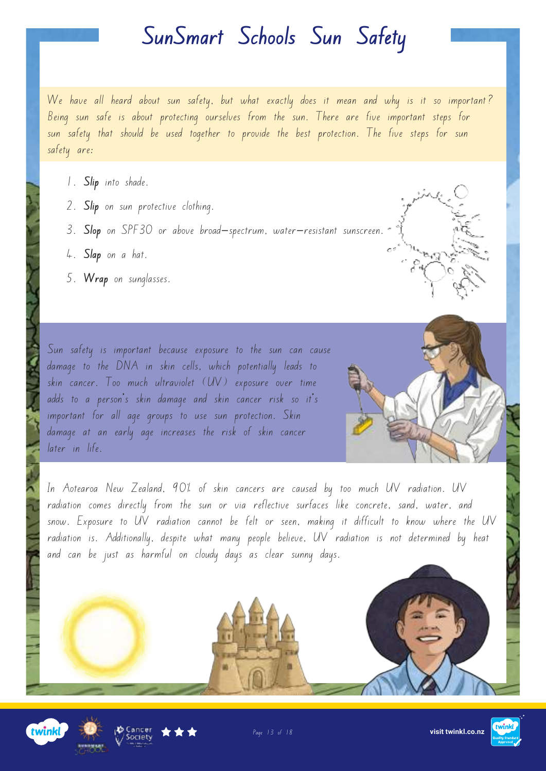# SunSmart Schools Sun Safety

We have all heard about sun safety, but what exactly does it mean and why is it so important? Being sun safe is about protecting ourselves from the sun. There are five important steps for sun safety that should be used together to provide the best protection. The five steps for sun safety are:

1. **Slip** into shade.
2. **Slip** on sun protective clothing.
3. **Slop** on SPF30 or above broad–spectrum, water–resistant sunscreen.
4. **Slap** on a hat.
5. **Wrap** on sunglasses.

Sun safety is important because exposure to the sun can cause damage to the DNA in skin cells, which potentially leads to skin cancer. Too much ultraviolet (UV) exposure over time adds to a person's skin damage and skin cancer risk so it's important for all age groups to use sun protection. Skin damage at an early age increases the risk of skin cancer later in life.

In Aotearoa New Zealand, 90% of skin cancers are caused by too much UV radiation. UV radiation comes directly from the sun or via reflective surfaces like concrete, sand, water, and snow. Exposure to UV radiation cannot be felt or seen, making it difficult to know where the UV radiation is. Additionally, despite what many people believe, UV radiation is not determined by heat and can be just as harmful on cloudy days as clear sunny days.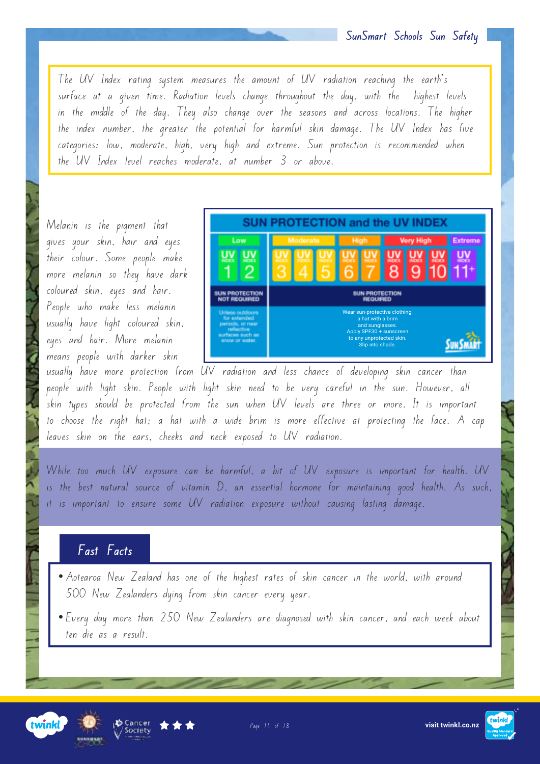The UV Index rating system measures the amount of UV radiation reaching the earth's surface at a given time. Radiation levels change throughout the day, with the highest levels in the middle of the day. They also change over the seasons and across locations. The higher the index number, the greater the potential for harmful skin damage. The UV Index has five categories: low, moderate, high, very high and extreme. Sun protection is recommended when the UV Index level reaches moderate, at number 3 or above.

**SUN PROTECTION and the UV INDEX**

| Low | | Moderate | | | High | | Very High | | | Extreme |
|---|---|---|---|---|---|---|---|---|---|---|
| UV INDEX 1 | UV INDEX 2 | UV INDEX 3 | UV INDEX 4 | UV INDEX 5 | UV INDEX 6 | UV INDEX 7 | UV INDEX 8 | UV INDEX 9 | UV INDEX 10 | UV INDEX 11+ |
| SUN PROTECTION NOT REQUIRED | | SUN PROTECTION REQUIRED | | | | | | | | |
| Unless outdoors for extended periods, or near reflective surfaces such as snow or water. | | Wear sun-protective clothing, a hat with a brim and sunglasses. Apply SPF30 + sunscreen to any unprotected skin. Slip into shade. | | | | | | | | |

Melanin is the pigment that gives your skin, hair and eyes their colour. Some people make more melanin so they have dark coloured skin, eyes and hair. People who make less melanin usually have light coloured skin, eyes and hair. More melanin means people with darker skin usually have more protection from UV radiation and less chance of developing skin cancer than people with light skin. People with light skin need to be very careful in the sun. However, all skin types should be protected from the sun when UV levels are three or more. It is important to choose the right hat; a hat with a wide brim is more effective at protecting the face. A cap leaves skin on the ears, cheeks and neck exposed to UV radiation.

While too much UV exposure can be harmful, a bit of UV exposure is important for health. UV is the best natural source of vitamin D, an essential hormone for maintaining good health. As such, it is important to ensure some UV radiation exposure without causing lasting damage.

## Fast Facts

- Aotearoa New Zealand has one of the highest rates of skin cancer in the world, with around 500 New Zealanders dying from skin cancer every year.
- Every day more than 250 New Zealanders are diagnosed with skin cancer, and each week about ten die as a result.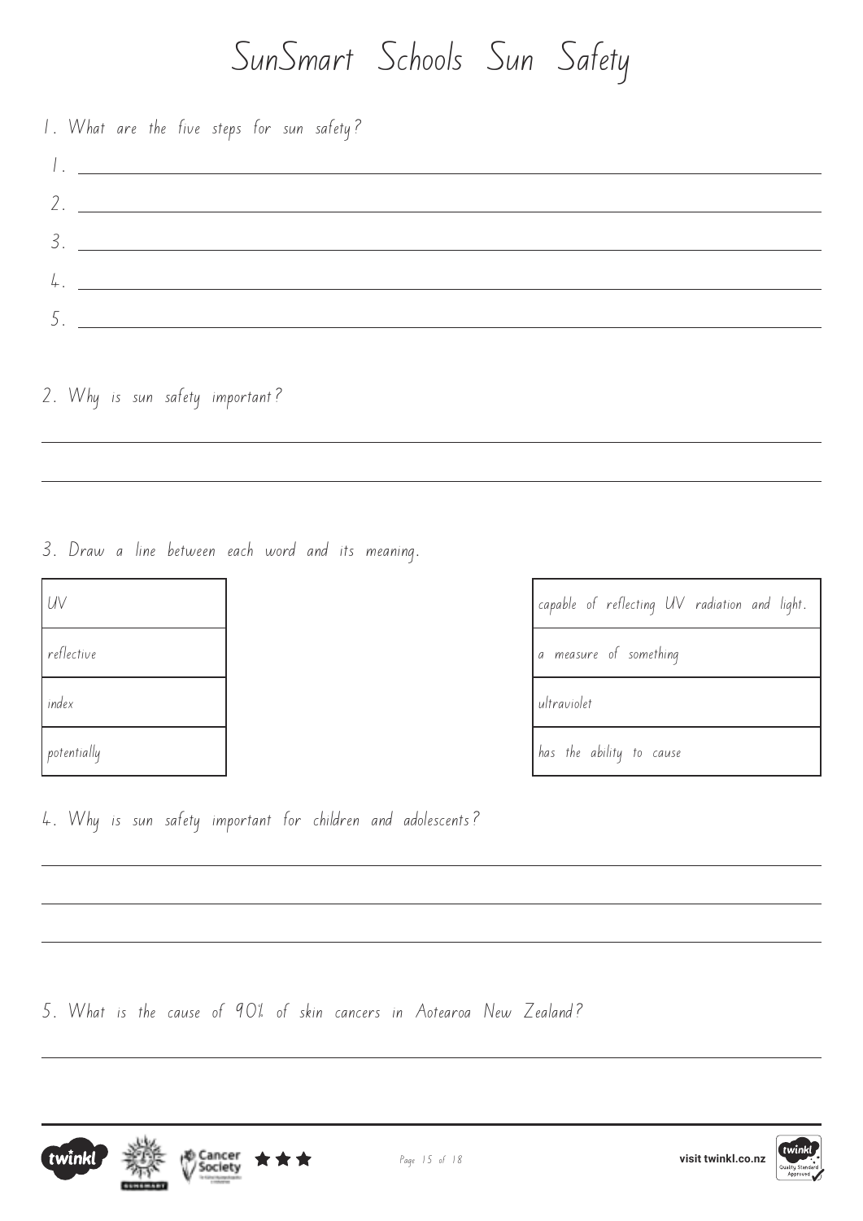# SunSmart Schools Sun Safety

1. What are the five steps for sun safety?

   1. ______________________________
   2. ______________________________
   3. ______________________________
   4. ______________________________
   5. ______________________________

2. Why is sun safety important?

______________________________

______________________________

3. Draw a line between each word and its meaning.

| Word | | Meaning |
|---|---|---|
| UV | | capable of reflecting UV radiation and light. |
| reflective | | a measure of something |
| index | | ultraviolet |
| potentially | | has the ability to cause |

4. Why is sun safety important for children and adolescents?

______________________________

______________________________

______________________________

5. What is the cause of 90% of skin cancers in Aotearoa New Zealand?

______________________________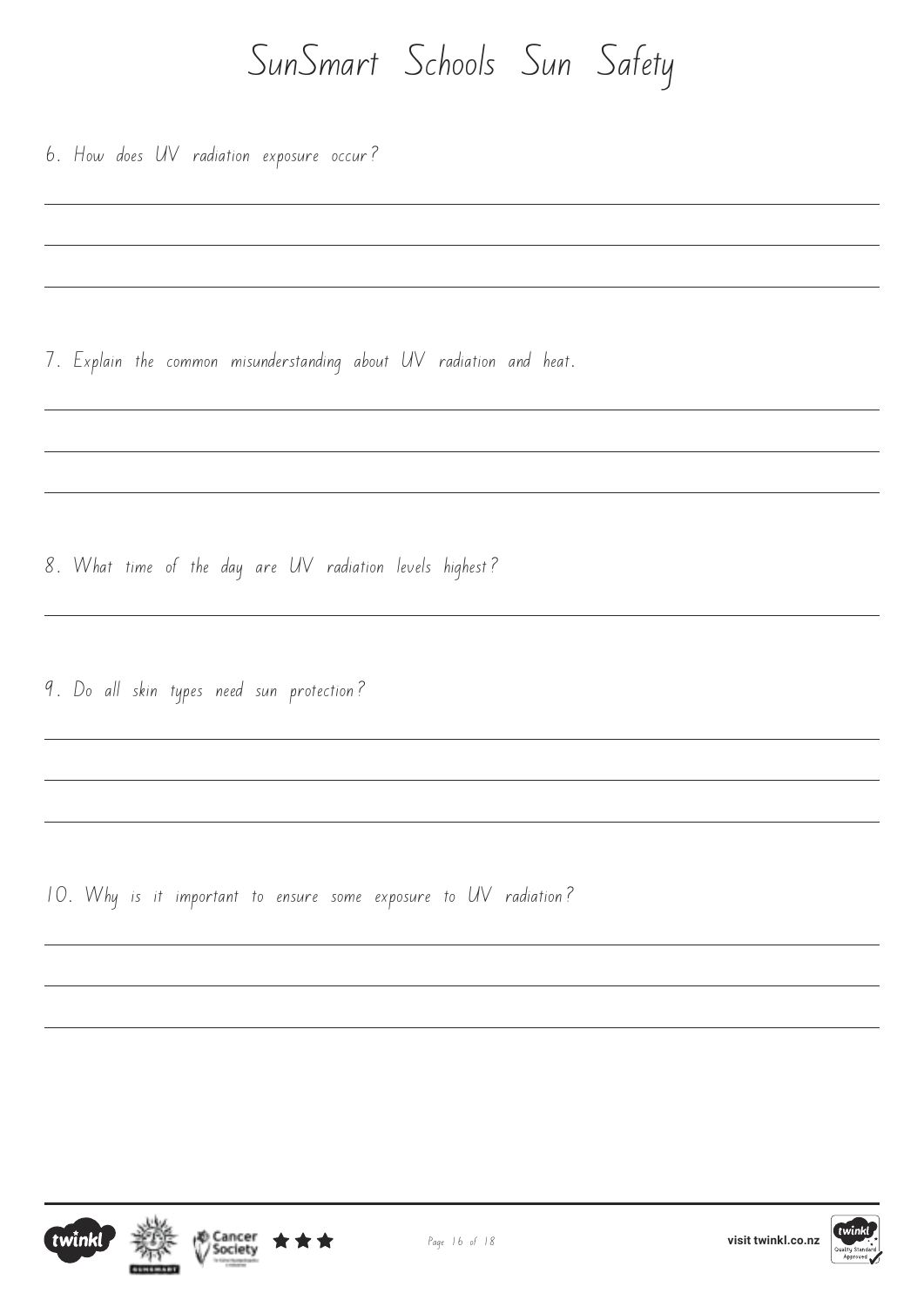# SunSmart Schools Sun Safety

6. How does UV radiation exposure occur?

7. Explain the common misunderstanding about UV radiation and heat.

8. What time of the day are UV radiation levels highest?

9. Do all skin types need sun protection?

10. Why is it important to ensure some exposure to UV radiation?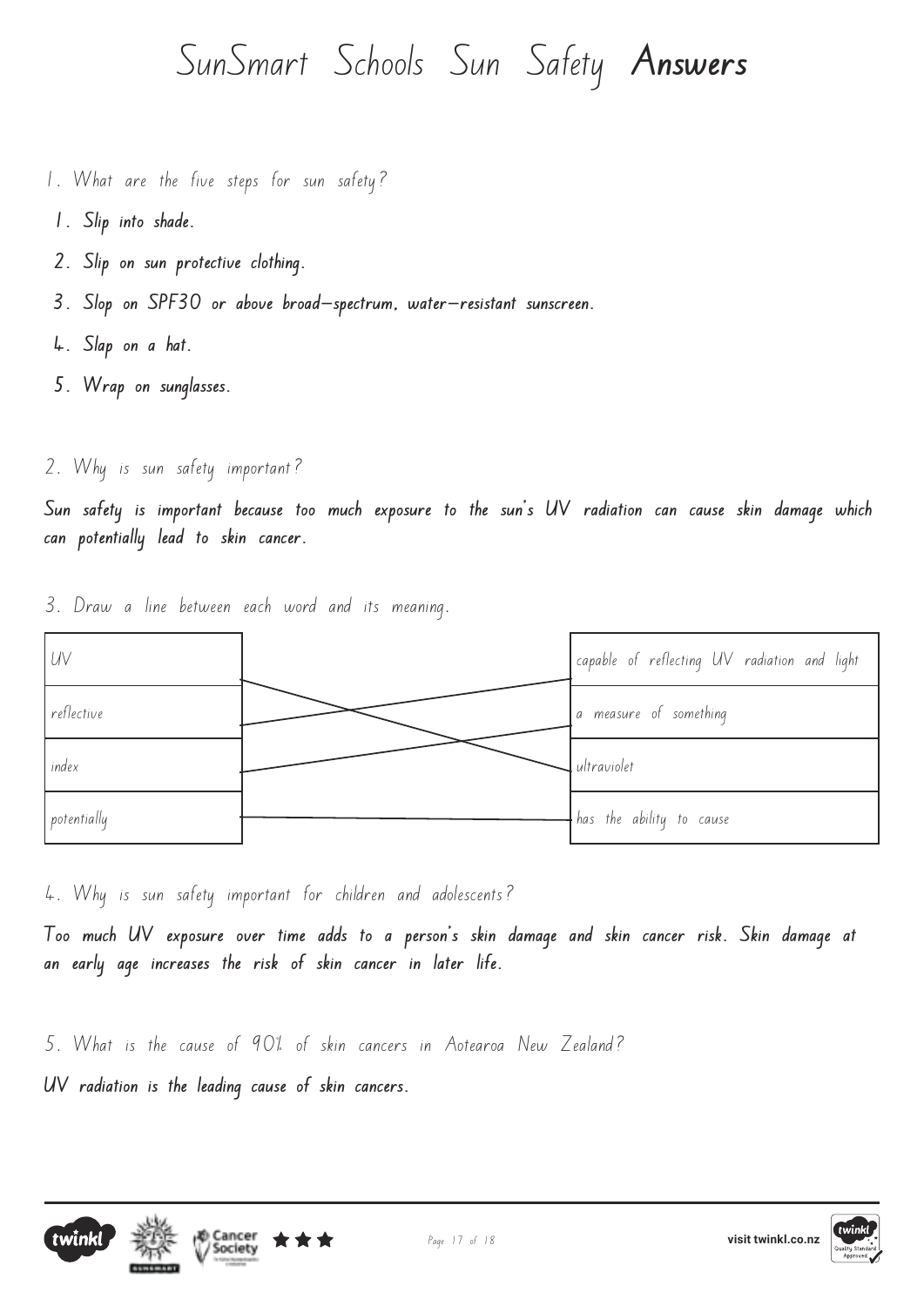# SunSmart Schools Sun Safety **Answers**

1. What are the five steps for sun safety?

1. **Slip into shade.**
2. **Slip on sun protective clothing.**
3. **Slop on SPF30 or above broad-spectrum, water-resistant sunscreen.**
4. **Slap on a hat.**
5. **Wrap on sunglasses.**

2. Why is sun safety important?

**Sun safety is important because too much exposure to the sun's UV radiation can cause skin damage which can potentially lead to skin cancer.**

3. Draw a line between each word and its meaning.

| Word | Meaning |
| --- | --- |
| UV | capable of reflecting UV radiation and light |
| reflective | a measure of something |
| index | ultraviolet |
| potentially | has the ability to cause |

4. Why is sun safety important for children and adolescents?

**Too much UV exposure over time adds to a person's skin damage and skin cancer risk. Skin damage at an early age increases the risk of skin cancer in later life.**

5. What is the cause of 90% of skin cancers in Aotearoa New Zealand?

**UV radiation is the leading cause of skin cancers.**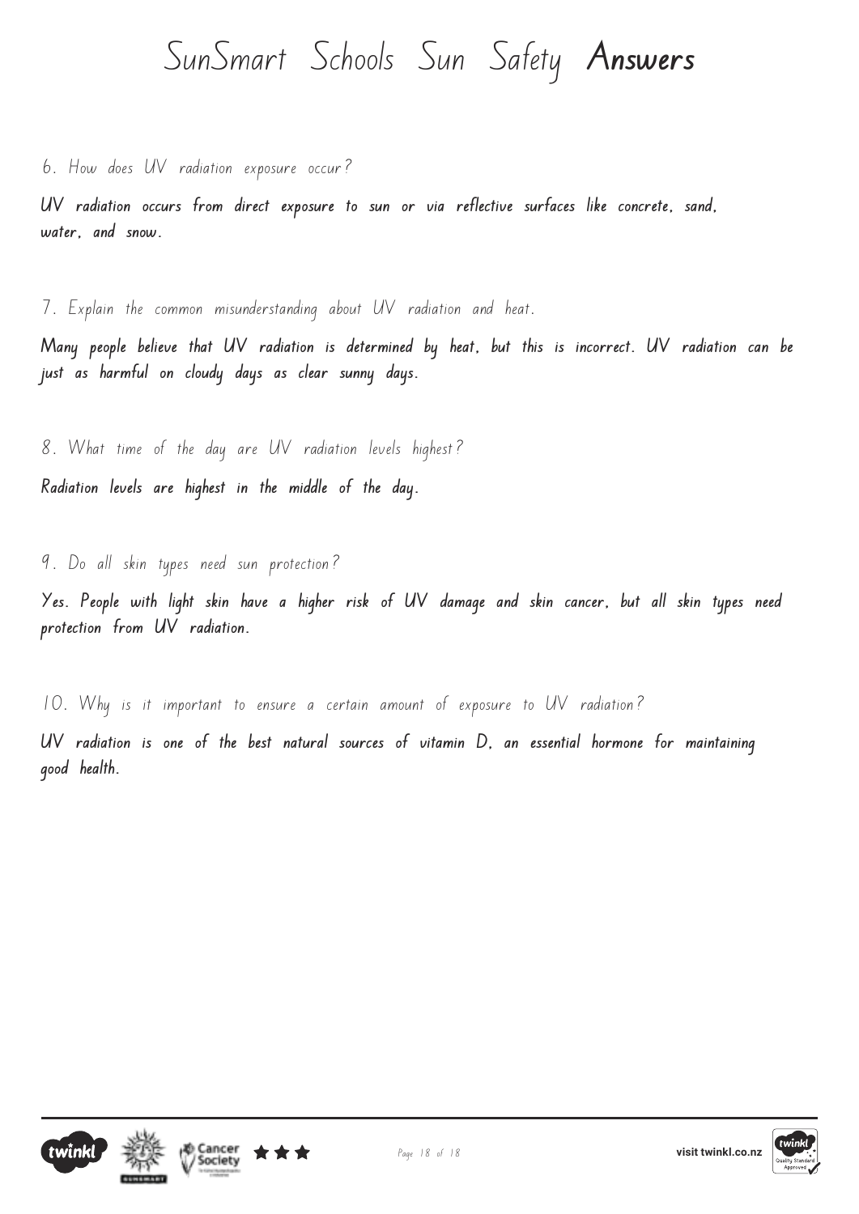# SunSmart Schools Sun Safety **Answers**

6. How does UV radiation exposure occur?

**UV radiation occurs from direct exposure to sun or via reflective surfaces like concrete, sand, water, and snow.**

7. Explain the common misunderstanding about UV radiation and heat.

**Many people believe that UV radiation is determined by heat, but this is incorrect. UV radiation can be just as harmful on cloudy days as clear sunny days.**

8. What time of the day are UV radiation levels highest?

**Radiation levels are highest in the middle of the day.**

9. Do all skin types need sun protection?

**Yes. People with light skin have a higher risk of UV damage and skin cancer, but all skin types need protection from UV radiation.**

10. Why is it important to ensure a certain amount of exposure to UV radiation?

**UV radiation is one of the best natural sources of vitamin D, an essential hormone for maintaining good health.**